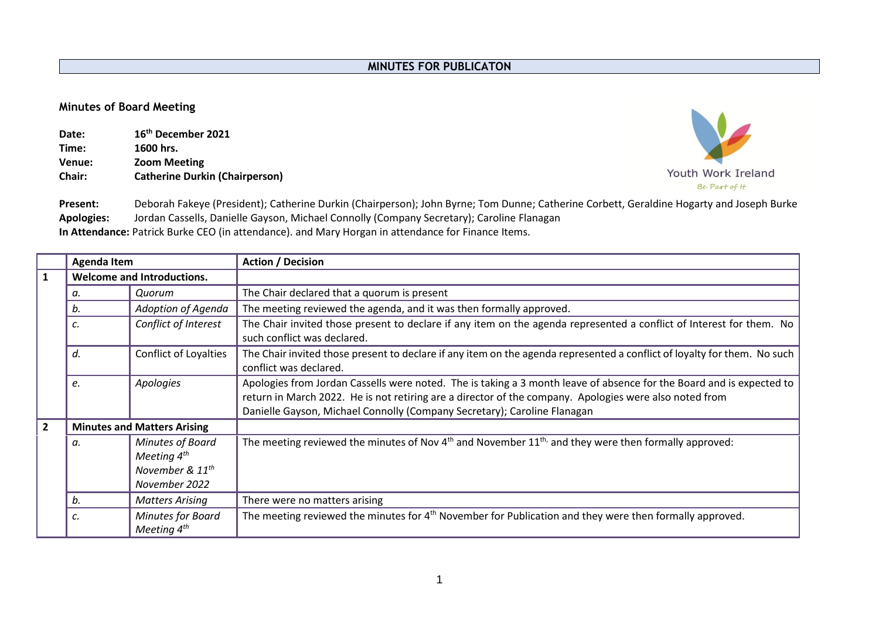**MINUTES FOR PUBLICATON**

## Minutes of Board Meeting

**Date:** **16th December 2021**
**Time:** **1600 hrs.**
**Venue:** **Zoom Meeting**
**Chair:** **Catherine Durkin (Chairperson)**

Youth Work Ireland
Be Part of It

**Present:** Deborah Fakeye (President); Catherine Durkin (Chairperson); John Byrne; Tom Dunne; Catherine Corbett, Geraldine Hogarty and Joseph Burke
**Apologies:** Jordan Cassells, Danielle Gayson, Michael Connolly (Company Secretary); Caroline Flanagan
**In Attendance:** Patrick Burke CEO (in attendance). and Mary Horgan in attendance for Finance Items.

| | **Agenda Item** | | **Action / Decision** |
|---|---|---|---|
| **1** | **Welcome and Introductions.** | | |
| | *a.* | *Quorum* | The Chair declared that a quorum is present |
| | *b.* | *Adoption of Agenda* | The meeting reviewed the agenda, and it was then formally approved. |
| | *c.* | *Conflict of Interest* | The Chair invited those present to declare if any item on the agenda represented a conflict of Interest for them. No such conflict was declared. |
| | *d.* | Conflict of Loyalties | The Chair invited those present to declare if any item on the agenda represented a conflict of loyalty for them. No such conflict was declared. |
| | *e.* | *Apologies* | Apologies from Jordan Cassells were noted. The is taking a 3 month leave of absence for the Board and is expected to return in March 2022. He is not retiring are a director of the company. Apologies were also noted from Danielle Gayson, Michael Connolly (Company Secretary); Caroline Flanagan |
| **2** | **Minutes and Matters Arising** | | |
| | *a.* | *Minutes of Board Meeting 4th November & 11th November 2022* | The meeting reviewed the minutes of Nov 4th and November 11th, and they were then formally approved: |
| | *b.* | *Matters Arising* | There were no matters arising |
| | *c.* | *Minutes for Board Meeting 4th* | The meeting reviewed the minutes for 4th November for Publication and they were then formally approved. |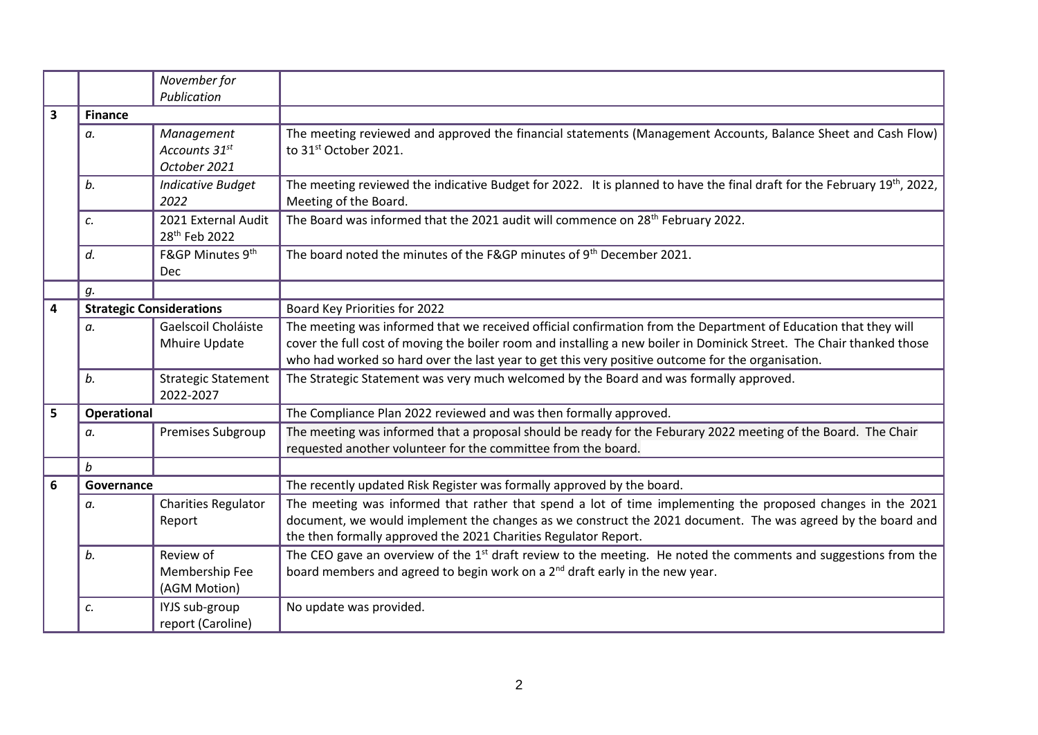| | | | |
|---|---|---|---|
| | | *November for Publication* | |
| **3** | **Finance** | | |
| | *a.* | *Management Accounts 31st October 2021* | The meeting reviewed and approved the financial statements (Management Accounts, Balance Sheet and Cash Flow) to 31st October 2021. |
| | *b.* | *Indicative Budget 2022* | The meeting reviewed the indicative Budget for 2022. It is planned to have the final draft for the February 19th, 2022, Meeting of the Board. |
| | *c.* | 2021 External Audit 28th Feb 2022 | The Board was informed that the 2021 audit will commence on 28th February 2022. |
| | *d.* | F&GP Minutes 9th Dec | The board noted the minutes of the F&GP minutes of 9th December 2021. |
| | *g.* | | |
| **4** | **Strategic Considerations** | | Board Key Priorities for 2022 |
| | *a.* | Gaelscoil Choláiste Mhuire Update | The meeting was informed that we received official confirmation from the Department of Education that they will cover the full cost of moving the boiler room and installing a new boiler in Dominick Street. The Chair thanked those who had worked so hard over the last year to get this very positive outcome for the organisation. |
| | *b.* | Strategic Statement 2022-2027 | The Strategic Statement was very much welcomed by the Board and was formally approved. |
| **5** | **Operational** | | The Compliance Plan 2022 reviewed and was then formally approved. |
| | *a.* | Premises Subgroup | The meeting was informed that a proposal should be ready for the Feburary 2022 meeting of the Board. The Chair requested another volunteer for the committee from the board. |
| | *b* | | |
| **6** | **Governance** | | The recently updated Risk Register was formally approved by the board. |
| | *a.* | Charities Regulator Report | The meeting was informed that rather that spend a lot of time implementing the proposed changes in the 2021 document, we would implement the changes as we construct the 2021 document. The was agreed by the board and the then formally approved the 2021 Charities Regulator Report. |
| | *b.* | Review of Membership Fee (AGM Motion) | The CEO gave an overview of the 1st draft review to the meeting. He noted the comments and suggestions from the board members and agreed to begin work on a 2nd draft early in the new year. |
| | *c.* | IYJS sub-group report (Caroline) | No update was provided. |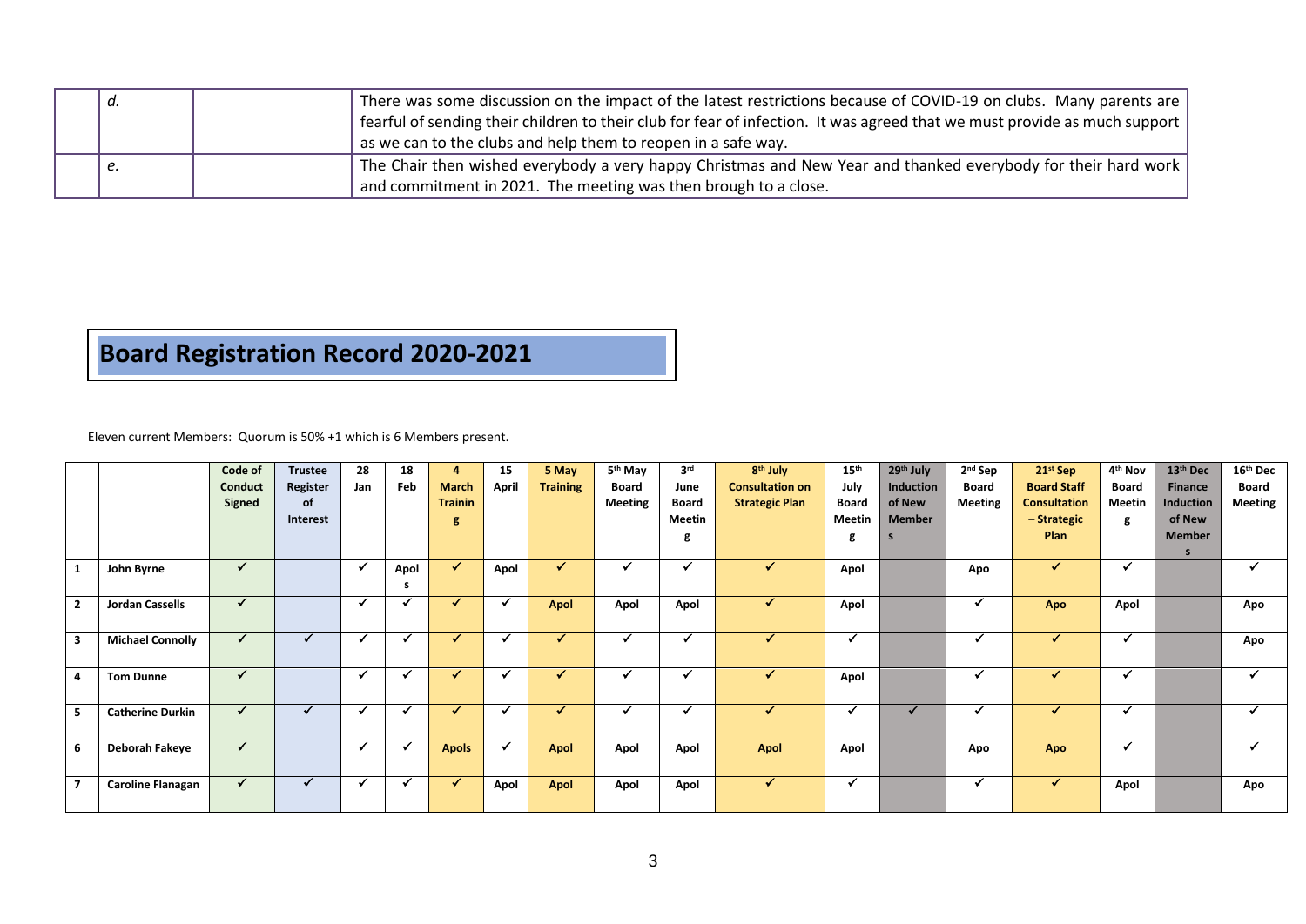| | | | |
|---|---|---|---|
| | *d.* | | There was some discussion on the impact of the latest restrictions because of COVID-19 on clubs. Many parents are fearful of sending their children to their club for fear of infection. It was agreed that we must provide as much support as we can to the clubs and help them to reopen in a safe way. |
| | *e.* | | The Chair then wished everybody a very happy Christmas and New Year and thanked everybody for their hard work and commitment in 2021. The meeting was then brough to a close. |

# Board Registration Record 2020-2021

Eleven current Members: Quorum is 50% +1 which is 6 Members present.

| | | Code of Conduct Signed | Trustee Register of Interest | 28 Jan | 18 Feb | 4 March Training | 15 April | 5 May Training | 5th May Board Meeting | 3rd June Board Meeting | 8th July Consultation on Strategic Plan | 15th July Board Meeting | 29th July Induction of New Members | 2nd Sep Board Meeting | 21st Sep Board Staff Consultation – Strategic Plan | 4th Nov Board Meeting | 13th Dec Finance Induction of New Members | 16th Dec Board Meeting |
|---|---|---|---|---|---|---|---|---|---|---|---|---|---|---|---|---|---|---|
| 1 | John Byrne | ✓ | | ✓ | Apols | ✓ | Apol | ✓ | ✓ | ✓ | ✓ | Apol | | Apo | ✓ | ✓ | | ✓ |
| 2 | Jordan Cassells | ✓ | | ✓ | ✓ | ✓ | ✓ | Apol | Apol | Apol | ✓ | Apol | | ✓ | Apo | Apol | | Apo |
| 3 | Michael Connolly | ✓ | ✓ | ✓ | ✓ | ✓ | ✓ | ✓ | ✓ | ✓ | ✓ | ✓ | | ✓ | ✓ | ✓ | | Apo |
| 4 | Tom Dunne | ✓ | | ✓ | ✓ | ✓ | ✓ | ✓ | ✓ | ✓ | ✓ | Apol | | ✓ | ✓ | ✓ | | ✓ |
| 5 | Catherine Durkin | ✓ | ✓ | ✓ | ✓ | ✓ | ✓ | ✓ | ✓ | ✓ | ✓ | ✓ | ✓ | ✓ | ✓ | ✓ | | ✓ |
| 6 | Deborah Fakeye | ✓ | | ✓ | ✓ | Apols | ✓ | Apol | Apol | Apol | Apol | Apol | | Apo | Apo | ✓ | | ✓ |
| 7 | Caroline Flanagan | ✓ | ✓ | ✓ | ✓ | ✓ | Apol | Apol | Apol | Apol | ✓ | ✓ | | ✓ | ✓ | Apol | | Apo |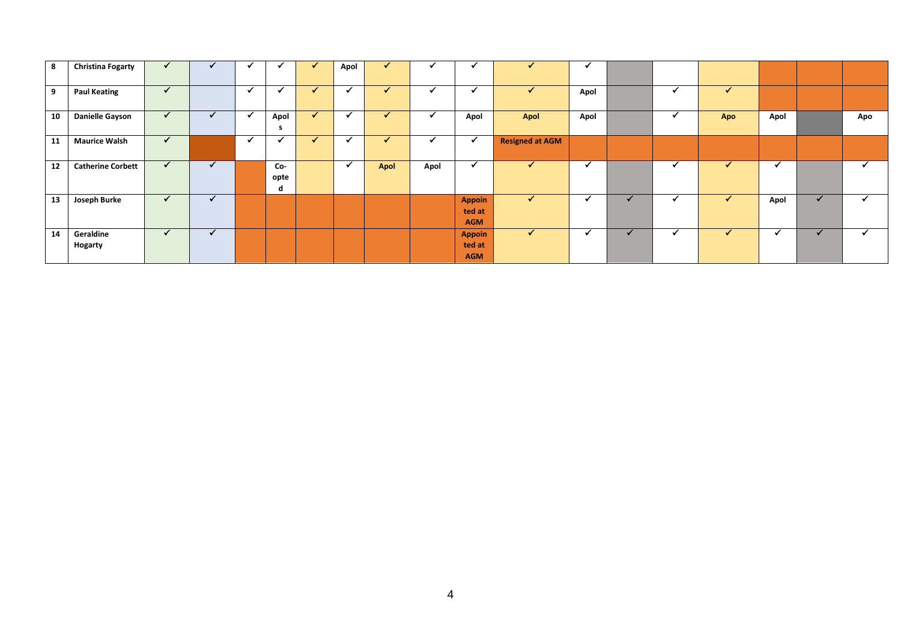| | | | | | | | | | | | | | | | | | | |
|---|---|---|---|---|---|---|---|---|---|---|---|---|---|---|---|---|---|---|
| 8 | Christina Fogarty | ✓ | ✓ | ✓ | ✓ | ✓ | Apol | ✓ | ✓ | ✓ | ✓ | ✓ | | | | | | |
| 9 | Paul Keating | ✓ | | ✓ | ✓ | ✓ | ✓ | ✓ | ✓ | ✓ | ✓ | Apol | | ✓ | ✓ | | | |
| 10 | Danielle Gayson | ✓ | ✓ | ✓ | Apols | ✓ | ✓ | ✓ | ✓ | Apol | Apol | Apol | | ✓ | Apo | Apol | | Apo |
| 11 | Maurice Walsh | ✓ | | ✓ | ✓ | ✓ | ✓ | ✓ | ✓ | ✓ | Resigned at AGM | | | | | | | |
| 12 | Catherine Corbett | ✓ | ✓ | | Co-opted | | ✓ | Apol | Apol | ✓ | ✓ | ✓ | | ✓ | ✓ | ✓ | | ✓ |
| 13 | Joseph Burke | ✓ | ✓ | | | | | | | Appointed at AGM | ✓ | ✓ | ✓ | ✓ | ✓ | Apol | ✓ | ✓ |
| 14 | Geraldine Hogarty | ✓ | ✓ | | | | | | | Appointed at AGM | ✓ | ✓ | ✓ | ✓ | ✓ | ✓ | ✓ | ✓ |